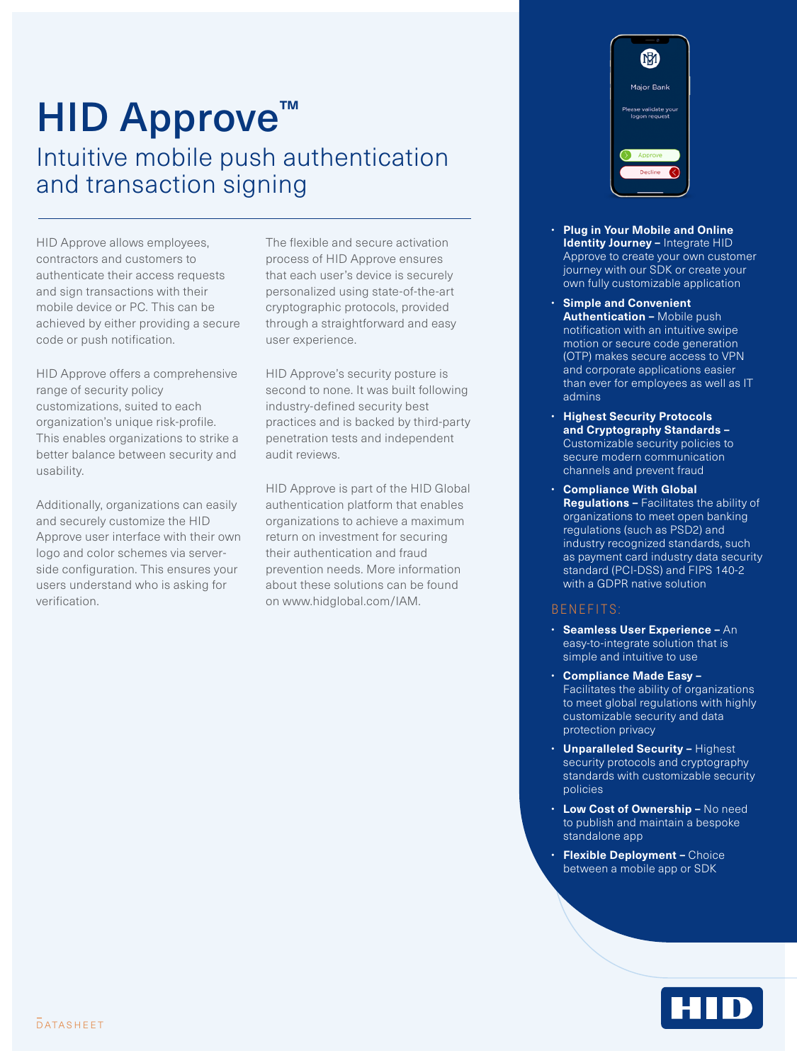# HID Approve™

## Intuitive mobile push authentication and transaction signing

HID Approve allows employees, contractors and customers to authenticate their access requests and sign transactions with their mobile device or PC. This can be achieved by either providing a secure code or push notification.

HID Approve offers a comprehensive range of security policy customizations, suited to each organization's unique risk-profile. This enables organizations to strike a better balance between security and usability.

Additionally, organizations can easily and securely customize the HID Approve user interface with their own logo and color schemes via server-side configuration. This ensures your users understand who is asking for verification.

The flexible and secure activation process of HID Approve ensures that each user's device is securely personalized using state-of-the-art cryptographic protocols, provided through a straightforward and easy user experience.

HID Approve's security posture is second to none. It was built following industry-defined security best practices and is backed by third-party penetration tests and independent audit reviews.

HID Approve is part of the HID Global authentication platform that enables organizations to achieve a maximum return on investment for securing their authentication and fraud prevention needs. More information about these solutions can be found on www.hidglobal.com/IAM.

- **Plug in Your Mobile and Online Identity Journey –** Integrate HID Approve to create your own customer journey with our SDK or create your own fully customizable application
- **Simple and Convenient Authentication –** Mobile push notification with an intuitive swipe motion or secure code generation (OTP) makes secure access to VPN and corporate applications easier than ever for employees as well as IT admins
- **Highest Security Protocols and Cryptography Standards –** Customizable security policies to secure modern communication channels and prevent fraud
- **Compliance With Global Regulations –** Facilitates the ability of organizations to meet open banking regulations (such as PSD2) and industry recognized standards, such as payment card industry data security standard (PCI-DSS) and FIPS 140-2 with a GDPR native solution

### BENEFITS:

- **Seamless User Experience –** An easy-to-integrate solution that is simple and intuitive to use
- **Compliance Made Easy –** Facilitates the ability of organizations to meet global regulations with highly customizable security and data protection privacy
- **Unparalleled Security –** Highest security protocols and cryptography standards with customizable security policies
- **Low Cost of Ownership –** No need to publish and maintain a bespoke standalone app
- **Flexible Deployment –** Choice between a mobile app or SDK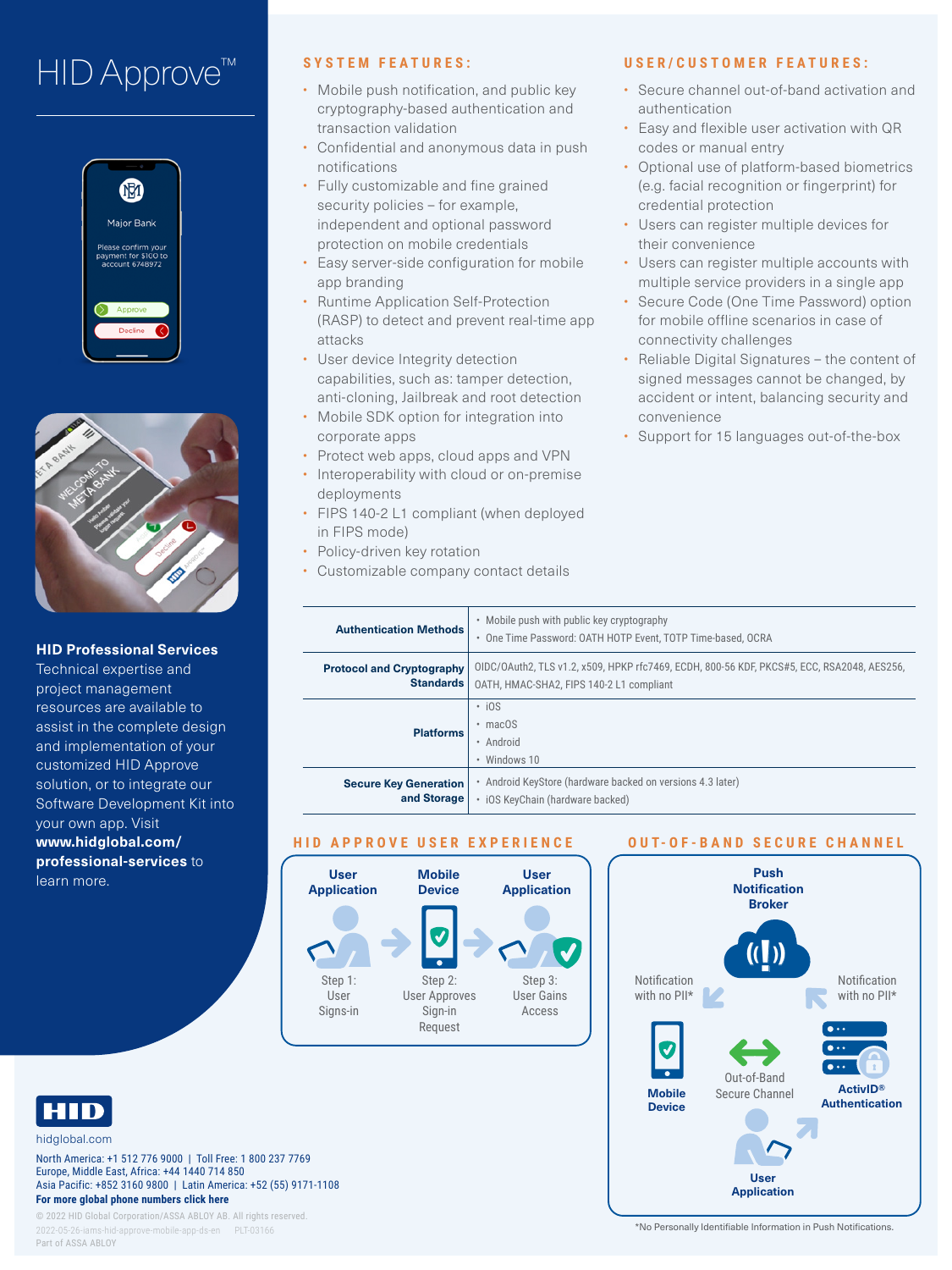# HID Approve™

## SYSTEM FEATURES:

- Mobile push notification, and public key cryptography-based authentication and transaction validation
- Confidential and anonymous data in push notifications
- Fully customizable and fine grained security policies – for example, independent and optional password protection on mobile credentials
- Easy server-side configuration for mobile app branding
- Runtime Application Self-Protection (RASP) to detect and prevent real-time app attacks
- User device Integrity detection capabilities, such as: tamper detection, anti-cloning, Jailbreak and root detection
- Mobile SDK option for integration into corporate apps
- Protect web apps, cloud apps and VPN
- Interoperability with cloud or on-premise deployments
- FIPS 140-2 L1 compliant (when deployed in FIPS mode)
- Policy-driven key rotation
- Customizable company contact details

## USER/CUSTOMER FEATURES:

- Secure channel out-of-band activation and authentication
- Easy and flexible user activation with QR codes or manual entry
- Optional use of platform-based biometrics (e.g. facial recognition or fingerprint) for credential protection
- Users can register multiple devices for their convenience
- Users can register multiple accounts with multiple service providers in a single app
- Secure Code (One Time Password) option for mobile offline scenarios in case of connectivity challenges
- Reliable Digital Signatures – the content of signed messages cannot be changed, by accident or intent, balancing security and convenience
- Support for 15 languages out-of-the-box

| | |
|---|---|
| **Authentication Methods** | • Mobile push with public key cryptography<br>• One Time Password: OATH HOTP Event, TOTP Time-based, OCRA |
| **Protocol and Cryptography Standards** | OIDC/OAuth2, TLS v1.2, x509, HPKP rfc7469, ECDH, 800-56 KDF, PKCS#5, ECC, RSA2048, AES256, OATH, HMAC-SHA2, FIPS 140-2 L1 compliant |
| **Platforms** | • iOS<br>• macOS<br>• Android<br>• Windows 10 |
| **Secure Key Generation and Storage** | • Android KeyStore (hardware backed on versions 4.3 later)<br>• iOS KeyChain (hardware backed) |

## HID APPROVE USER EXPERIENCE

User Application

Mobile Device

User Application

Step 1: User Signs-in

Step 2: User Approves Sign-in Request

Step 3: User Gains Access

## OUT-OF-BAND SECURE CHANNEL

Push Notification Broker

Notification with no PII*

Notification with no PII*

Mobile Device

Out-of-Band Secure Channel

ActivID® Authentication

User Application

*No Personally Identifiable Information in Push Notifications.

**HID Professional Services**
Technical expertise and project management resources are available to assist in the complete design and implementation of your customized HID Approve solution, or to integrate our Software Development Kit into your own app. Visit **www.hidglobal.com/professional-services** to learn more.

hidglobal.com

North America: +1 512 776 9000 | Toll Free: 1 800 237 7769
Europe, Middle East, Africa: +44 1440 714 850
Asia Pacific: +852 3160 9800 | Latin America: +52 (55) 9171-1108
**For more global phone numbers click here**

© 2022 HID Global Corporation/ASSA ABLOY AB. All rights reserved.
2022-05-26-iams-hid-approve-mobile-app-ds-en PLT-03166
Part of ASSA ABLOY